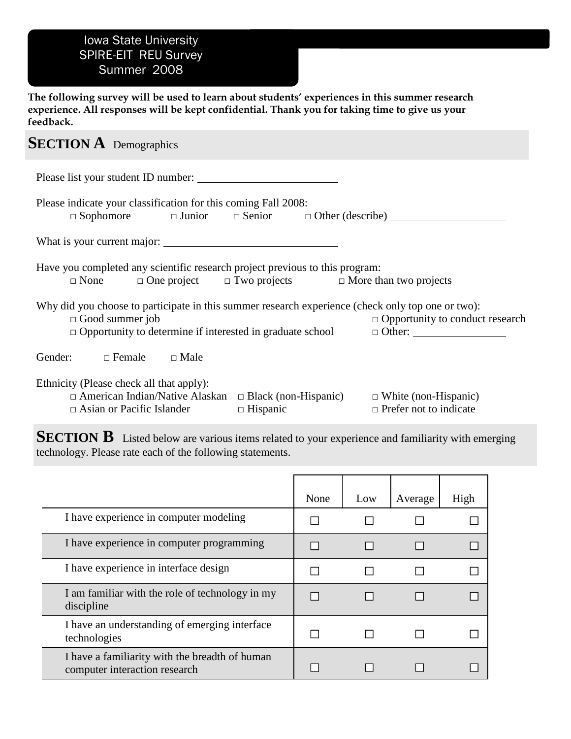Iowa State University
SPIRE-EIT REU Survey
Summer 2008

**The following survey will be used to learn about students' experiences in this summer research experience. All responses will be kept confidential. Thank you for taking time to give us your feedback.**

## SECTION A Demographics

Please list your student ID number: ____________________

Please indicate your classification for this coming Fall 2008:
□ Sophomore □ Junior □ Senior □ Other (describe) ____________________

What is your current major: ____________________

Have you completed any scientific research project previous to this program:
□ None □ One project □ Two projects □ More than two projects

Why did you choose to participate in this summer research experience (check only top one or two):
□ Good summer job □ Opportunity to conduct research
□ Opportunity to determine if interested in graduate school □ Other: ____________________

Gender: □ Female □ Male

Ethnicity (Please check all that apply):
□ American Indian/Native Alaskan □ Black (non-Hispanic) □ White (non-Hispanic)
□ Asian or Pacific Islander □ Hispanic □ Prefer not to indicate

## SECTION B Listed below are various items related to your experience and familiarity with emerging technology. Please rate each of the following statements.

| | None | Low | Average | High |
|---|---|---|---|---|
| I have experience in computer modeling | ☐ | ☐ | ☐ | ☐ |
| I have experience in computer programming | ☐ | ☐ | ☐ | ☐ |
| I have experience in interface design | ☐ | ☐ | ☐ | ☐ |
| I am familiar with the role of technology in my discipline | ☐ | ☐ | ☐ | ☐ |
| I have an understanding of emerging interface technologies | ☐ | ☐ | ☐ | ☐ |
| I have a familiarity with the breadth of human computer interaction research | ☐ | ☐ | ☐ | ☐ |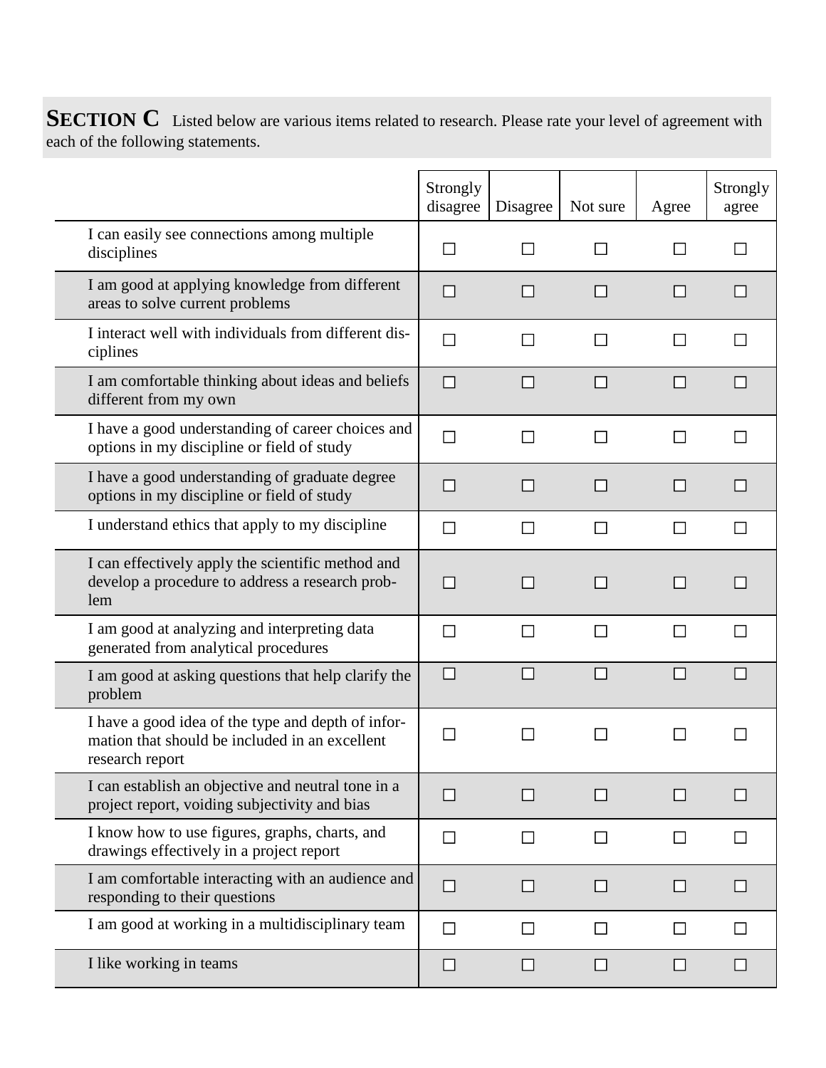**SECTION C** Listed below are various items related to research. Please rate your level of agreement with each of the following statements.

| | Strongly disagree | Disagree | Not sure | Agree | Strongly agree |
|---|---|---|---|---|---|
| I can easily see connections among multiple disciplines | ☐ | ☐ | ☐ | ☐ | ☐ |
| I am good at applying knowledge from different areas to solve current problems | ☐ | ☐ | ☐ | ☐ | ☐ |
| I interact well with individuals from different disciplines | ☐ | ☐ | ☐ | ☐ | ☐ |
| I am comfortable thinking about ideas and beliefs different from my own | ☐ | ☐ | ☐ | ☐ | ☐ |
| I have a good understanding of career choices and options in my discipline or field of study | ☐ | ☐ | ☐ | ☐ | ☐ |
| I have a good understanding of graduate degree options in my discipline or field of study | ☐ | ☐ | ☐ | ☐ | ☐ |
| I understand ethics that apply to my discipline | ☐ | ☐ | ☐ | ☐ | ☐ |
| I can effectively apply the scientific method and develop a procedure to address a research problem | ☐ | ☐ | ☐ | ☐ | ☐ |
| I am good at analyzing and interpreting data generated from analytical procedures | ☐ | ☐ | ☐ | ☐ | ☐ |
| I am good at asking questions that help clarify the problem | ☐ | ☐ | ☐ | ☐ | ☐ |
| I have a good idea of the type and depth of information that should be included in an excellent research report | ☐ | ☐ | ☐ | ☐ | ☐ |
| I can establish an objective and neutral tone in a project report, voiding subjectivity and bias | ☐ | ☐ | ☐ | ☐ | ☐ |
| I know how to use figures, graphs, charts, and drawings effectively in a project report | ☐ | ☐ | ☐ | ☐ | ☐ |
| I am comfortable interacting with an audience and responding to their questions | ☐ | ☐ | ☐ | ☐ | ☐ |
| I am good at working in a multidisciplinary team | ☐ | ☐ | ☐ | ☐ | ☐ |
| I like working in teams | ☐ | ☐ | ☐ | ☐ | ☐ |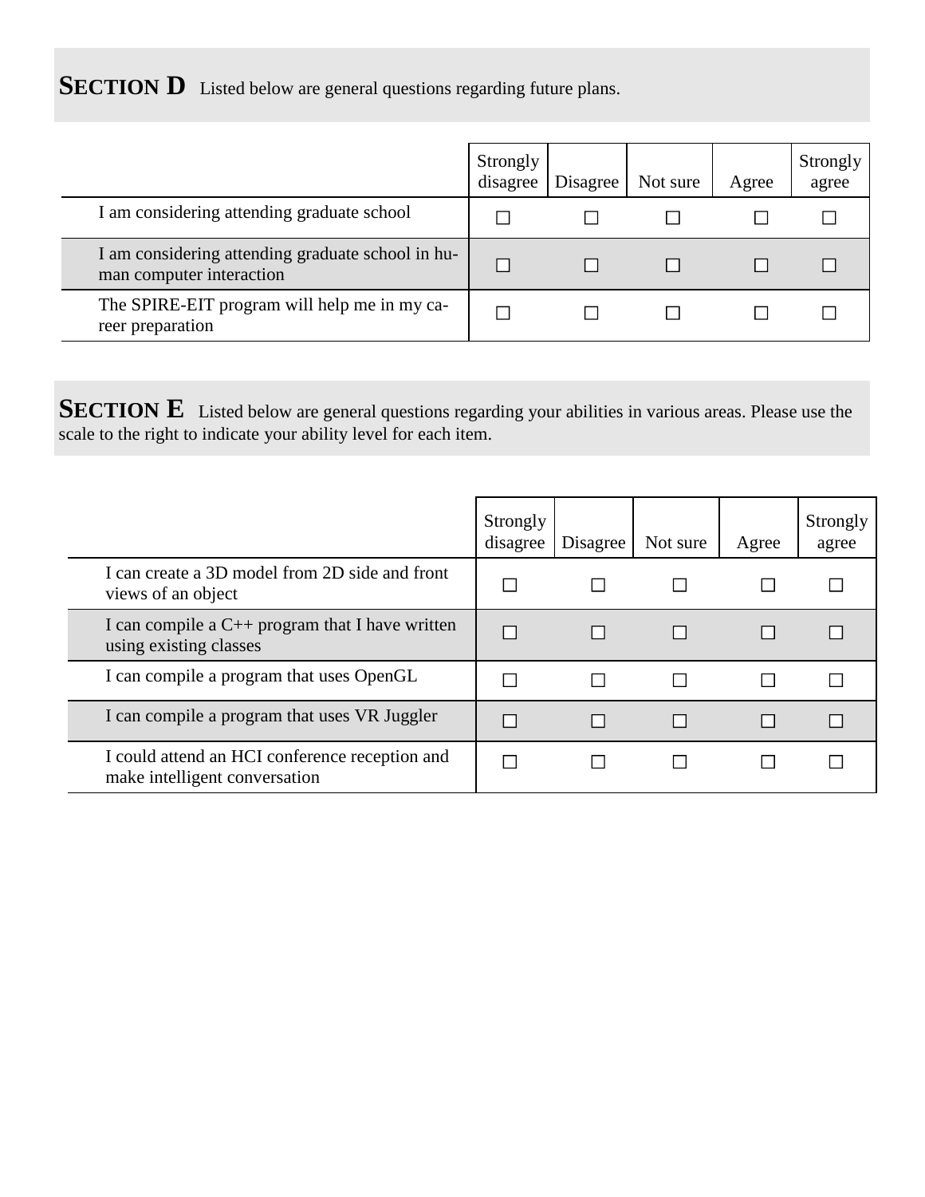## SECTION D

Listed below are general questions regarding future plans.

| | Strongly disagree | Disagree | Not sure | Agree | Strongly agree |
|---|---|---|---|---|---|
| I am considering attending graduate school | ☐ | ☐ | ☐ | ☐ | ☐ |
| I am considering attending graduate school in human computer interaction | ☐ | ☐ | ☐ | ☐ | ☐ |
| The SPIRE-EIT program will help me in my career preparation | ☐ | ☐ | ☐ | ☐ | ☐ |

## SECTION E

Listed below are general questions regarding your abilities in various areas. Please use the scale to the right to indicate your ability level for each item.

| | Strongly disagree | Disagree | Not sure | Agree | Strongly agree |
|---|---|---|---|---|---|
| I can create a 3D model from 2D side and front views of an object | ☐ | ☐ | ☐ | ☐ | ☐ |
| I can compile a C++ program that I have written using existing classes | ☐ | ☐ | ☐ | ☐ | ☐ |
| I can compile a program that uses OpenGL | ☐ | ☐ | ☐ | ☐ | ☐ |
| I can compile a program that uses VR Juggler | ☐ | ☐ | ☐ | ☐ | ☐ |
| I could attend an HCI conference reception and make intelligent conversation | ☐ | ☐ | ☐ | ☐ | ☐ |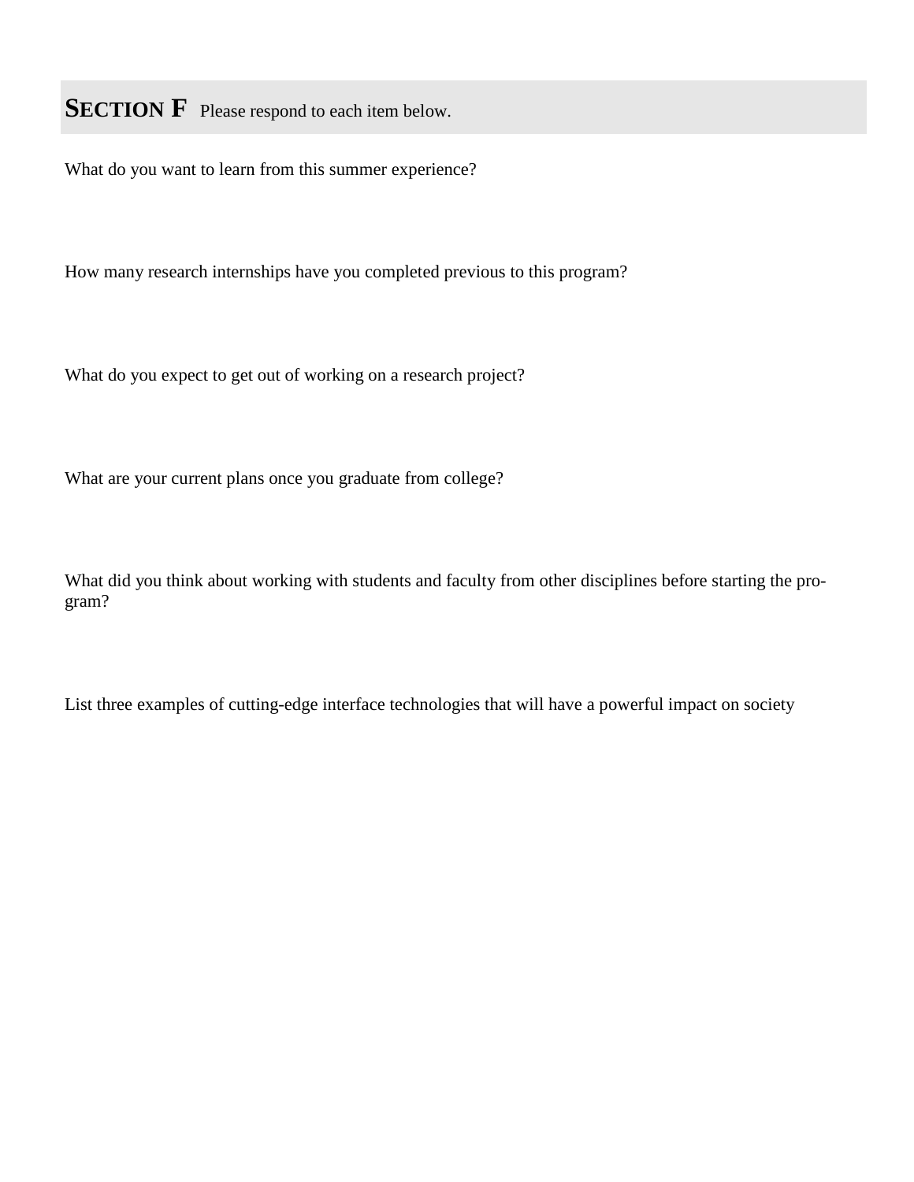## SECTION F Please respond to each item below.

What do you want to learn from this summer experience?

How many research internships have you completed previous to this program?

What do you expect to get out of working on a research project?

What are your current plans once you graduate from college?

What did you think about working with students and faculty from other disciplines before starting the program?

List three examples of cutting-edge interface technologies that will have a powerful impact on society